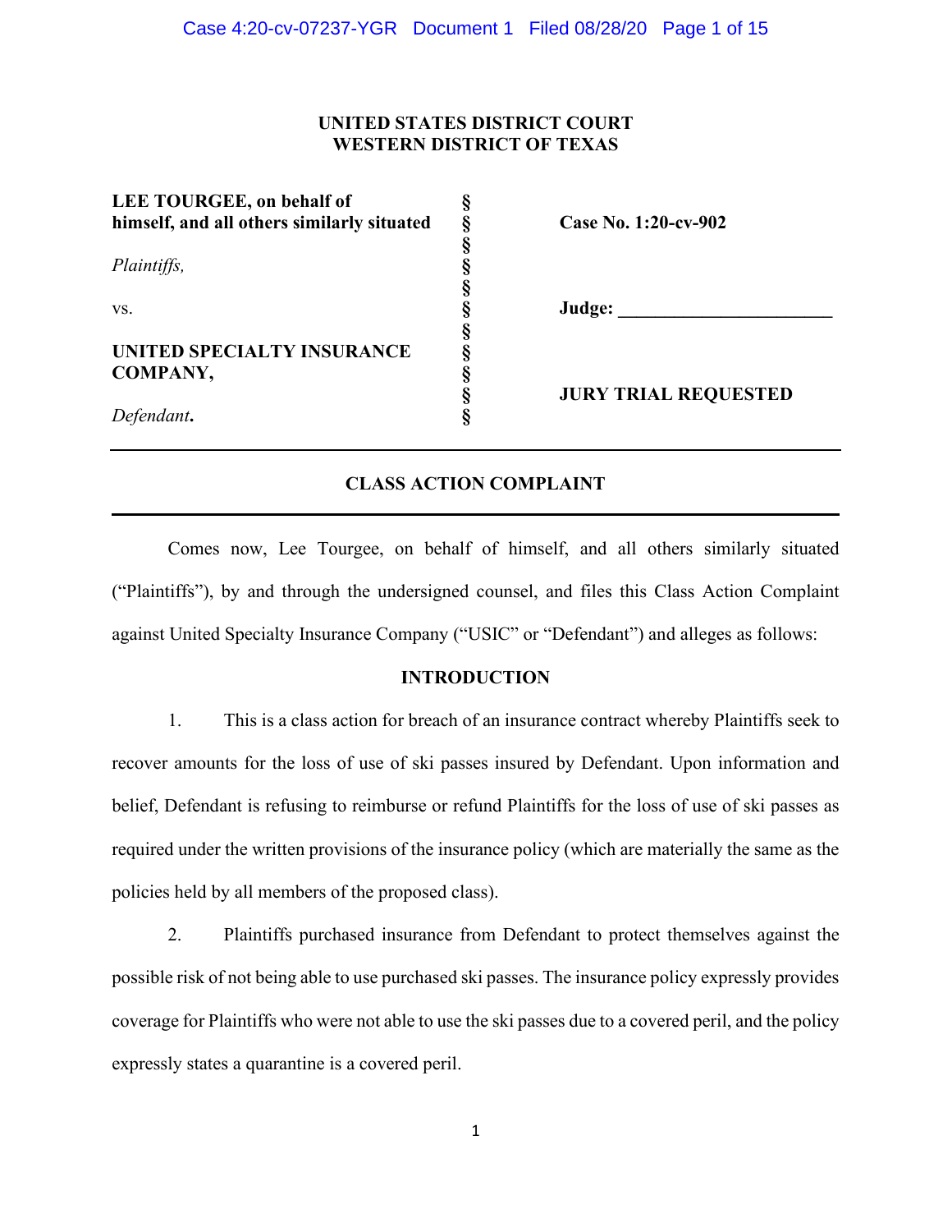**UNITED STATES DISTRICT COURT**
**WESTERN DISTRICT OF TEXAS**

| | | |
|---|---|---|
| **LEE TOURGEE, on behalf of himself, and all others similarly situated** | § | **Case No. 1:20-cv-902** |
| *Plaintiffs,* | § | |
| vs. | § | **Judge: _______________________** |
| **UNITED SPECIALTY INSURANCE COMPANY,** | § | |
| *Defendant***.** | § | **JURY TRIAL REQUESTED** |

---

## CLASS ACTION COMPLAINT

---

Comes now, Lee Tourgee, on behalf of himself, and all others similarly situated ("Plaintiffs"), by and through the undersigned counsel, and files this Class Action Complaint against United Specialty Insurance Company ("USIC" or "Defendant") and alleges as follows:

## INTRODUCTION

1. This is a class action for breach of an insurance contract whereby Plaintiffs seek to recover amounts for the loss of use of ski passes insured by Defendant. Upon information and belief, Defendant is refusing to reimburse or refund Plaintiffs for the loss of use of ski passes as required under the written provisions of the insurance policy (which are materially the same as the policies held by all members of the proposed class).

2. Plaintiffs purchased insurance from Defendant to protect themselves against the possible risk of not being able to use purchased ski passes. The insurance policy expressly provides coverage for Plaintiffs who were not able to use the ski passes due to a covered peril, and the policy expressly states a quarantine is a covered peril.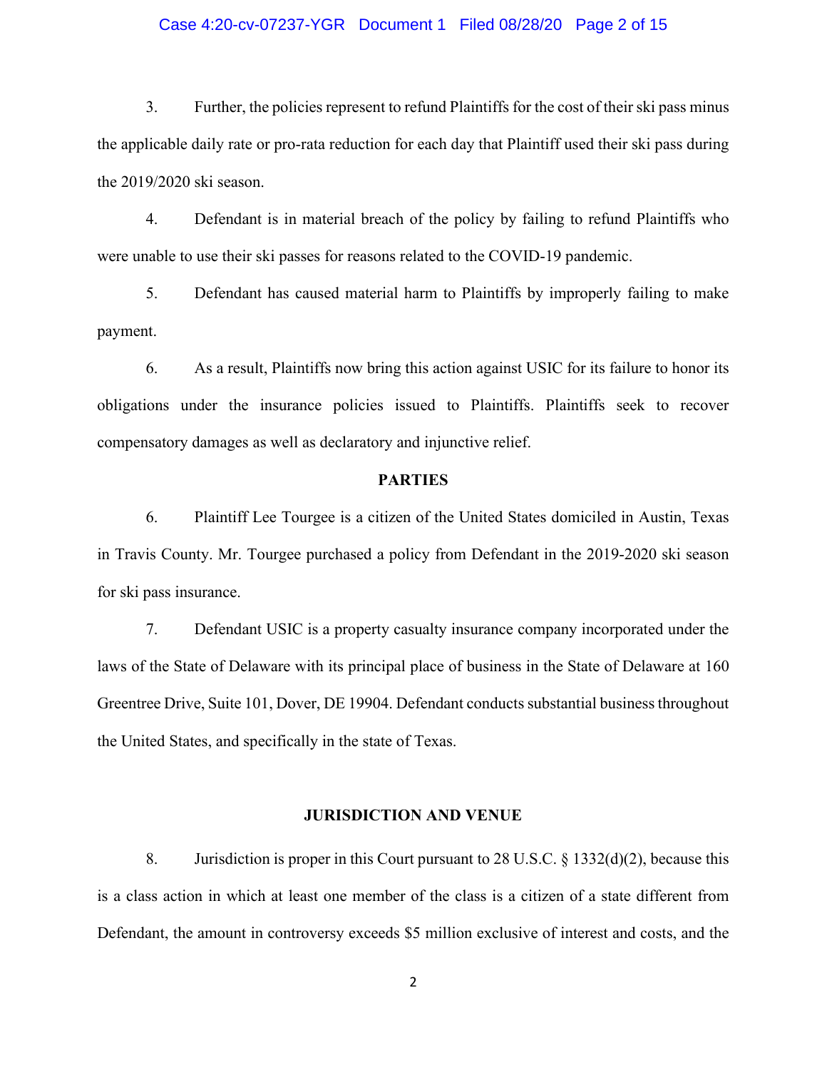3. Further, the policies represent to refund Plaintiffs for the cost of their ski pass minus the applicable daily rate or pro-rata reduction for each day that Plaintiff used their ski pass during the 2019/2020 ski season.

4. Defendant is in material breach of the policy by failing to refund Plaintiffs who were unable to use their ski passes for reasons related to the COVID-19 pandemic.

5. Defendant has caused material harm to Plaintiffs by improperly failing to make payment.

6. As a result, Plaintiffs now bring this action against USIC for its failure to honor its obligations under the insurance policies issued to Plaintiffs. Plaintiffs seek to recover compensatory damages as well as declaratory and injunctive relief.

## PARTIES

6. Plaintiff Lee Tourgee is a citizen of the United States domiciled in Austin, Texas in Travis County. Mr. Tourgee purchased a policy from Defendant in the 2019-2020 ski season for ski pass insurance.

7. Defendant USIC is a property casualty insurance company incorporated under the laws of the State of Delaware with its principal place of business in the State of Delaware at 160 Greentree Drive, Suite 101, Dover, DE 19904. Defendant conducts substantial business throughout the United States, and specifically in the state of Texas.

## JURISDICTION AND VENUE

8. Jurisdiction is proper in this Court pursuant to 28 U.S.C. § 1332(d)(2), because this is a class action in which at least one member of the class is a citizen of a state different from Defendant, the amount in controversy exceeds $5 million exclusive of interest and costs, and the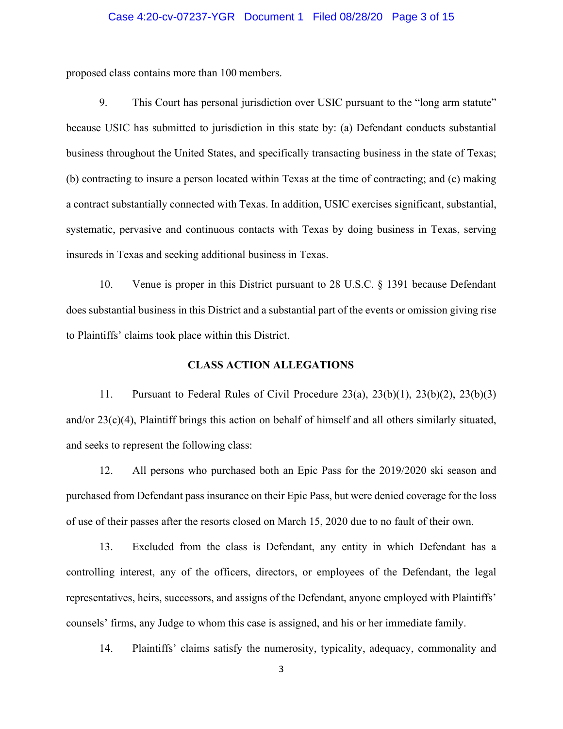proposed class contains more than 100 members.

9. This Court has personal jurisdiction over USIC pursuant to the "long arm statute" because USIC has submitted to jurisdiction in this state by: (a) Defendant conducts substantial business throughout the United States, and specifically transacting business in the state of Texas; (b) contracting to insure a person located within Texas at the time of contracting; and (c) making a contract substantially connected with Texas. In addition, USIC exercises significant, substantial, systematic, pervasive and continuous contacts with Texas by doing business in Texas, serving insureds in Texas and seeking additional business in Texas.

10. Venue is proper in this District pursuant to 28 U.S.C. § 1391 because Defendant does substantial business in this District and a substantial part of the events or omission giving rise to Plaintiffs' claims took place within this District.

## CLASS ACTION ALLEGATIONS

11. Pursuant to Federal Rules of Civil Procedure 23(a), 23(b)(1), 23(b)(2), 23(b)(3) and/or 23(c)(4), Plaintiff brings this action on behalf of himself and all others similarly situated, and seeks to represent the following class:

12. All persons who purchased both an Epic Pass for the 2019/2020 ski season and purchased from Defendant pass insurance on their Epic Pass, but were denied coverage for the loss of use of their passes after the resorts closed on March 15, 2020 due to no fault of their own.

13. Excluded from the class is Defendant, any entity in which Defendant has a controlling interest, any of the officers, directors, or employees of the Defendant, the legal representatives, heirs, successors, and assigns of the Defendant, anyone employed with Plaintiffs' counsels' firms, any Judge to whom this case is assigned, and his or her immediate family.

14. Plaintiffs' claims satisfy the numerosity, typicality, adequacy, commonality and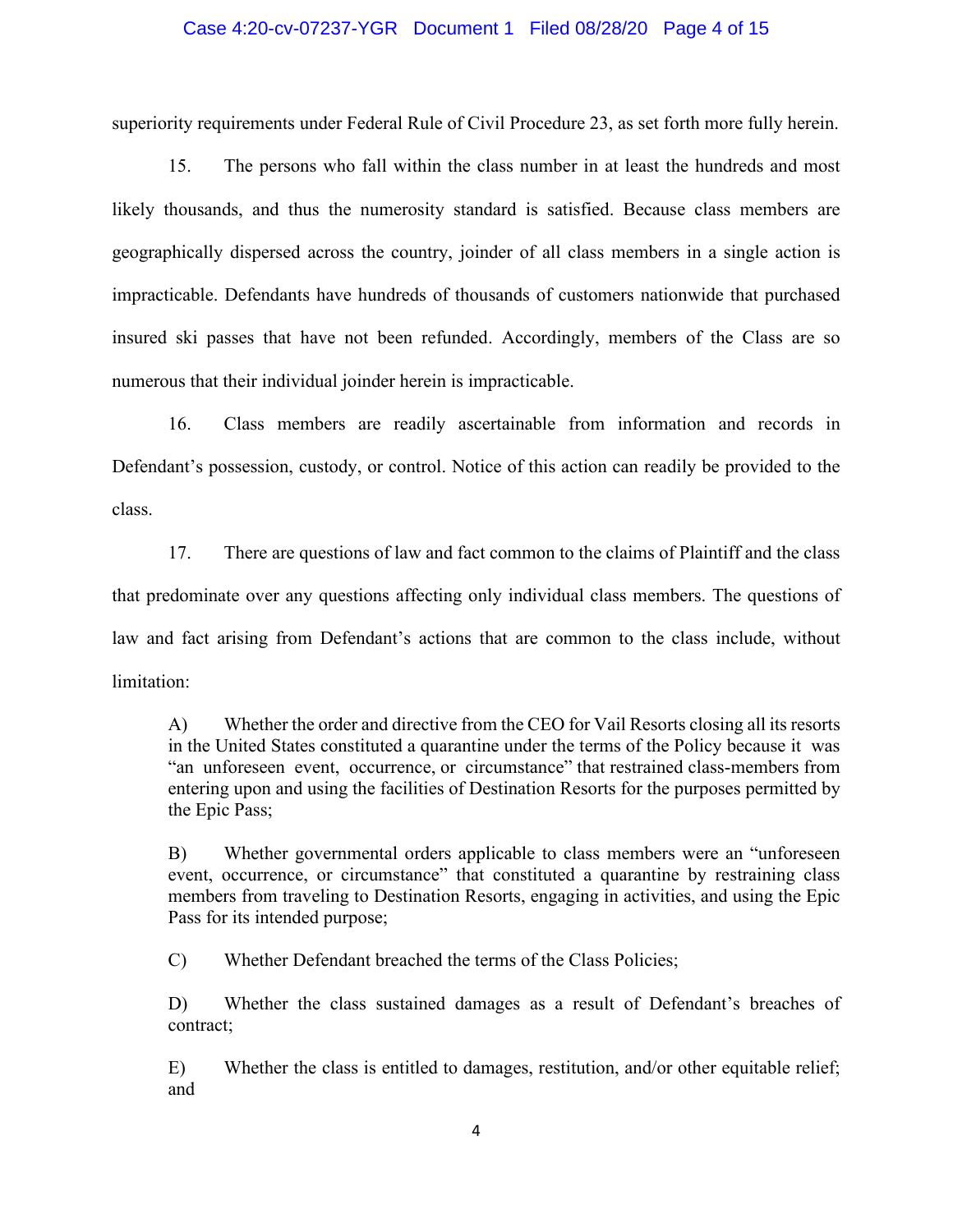superiority requirements under Federal Rule of Civil Procedure 23, as set forth more fully herein.

15. The persons who fall within the class number in at least the hundreds and most likely thousands, and thus the numerosity standard is satisfied. Because class members are geographically dispersed across the country, joinder of all class members in a single action is impracticable. Defendants have hundreds of thousands of customers nationwide that purchased insured ski passes that have not been refunded. Accordingly, members of the Class are so numerous that their individual joinder herein is impracticable.

16. Class members are readily ascertainable from information and records in Defendant's possession, custody, or control. Notice of this action can readily be provided to the class.

17. There are questions of law and fact common to the claims of Plaintiff and the class that predominate over any questions affecting only individual class members. The questions of law and fact arising from Defendant's actions that are common to the class include, without limitation:

> A) Whether the order and directive from the CEO for Vail Resorts closing all its resorts in the United States constituted a quarantine under the terms of the Policy because it was "an unforeseen event, occurrence, or circumstance" that restrained class-members from entering upon and using the facilities of Destination Resorts for the purposes permitted by the Epic Pass;
>
> B) Whether governmental orders applicable to class members were an "unforeseen event, occurrence, or circumstance" that constituted a quarantine by restraining class members from traveling to Destination Resorts, engaging in activities, and using the Epic Pass for its intended purpose;
>
> C) Whether Defendant breached the terms of the Class Policies;
>
> D) Whether the class sustained damages as a result of Defendant's breaches of contract;
>
> E) Whether the class is entitled to damages, restitution, and/or other equitable relief; and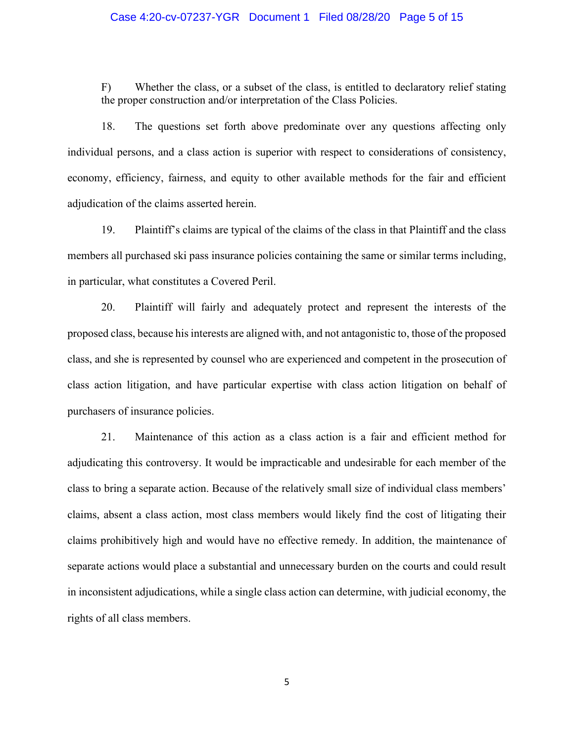F) Whether the class, or a subset of the class, is entitled to declaratory relief stating the proper construction and/or interpretation of the Class Policies.

18. The questions set forth above predominate over any questions affecting only individual persons, and a class action is superior with respect to considerations of consistency, economy, efficiency, fairness, and equity to other available methods for the fair and efficient adjudication of the claims asserted herein.

19. Plaintiff's claims are typical of the claims of the class in that Plaintiff and the class members all purchased ski pass insurance policies containing the same or similar terms including, in particular, what constitutes a Covered Peril.

20. Plaintiff will fairly and adequately protect and represent the interests of the proposed class, because his interests are aligned with, and not antagonistic to, those of the proposed class, and she is represented by counsel who are experienced and competent in the prosecution of class action litigation, and have particular expertise with class action litigation on behalf of purchasers of insurance policies.

21. Maintenance of this action as a class action is a fair and efficient method for adjudicating this controversy. It would be impracticable and undesirable for each member of the class to bring a separate action. Because of the relatively small size of individual class members' claims, absent a class action, most class members would likely find the cost of litigating their claims prohibitively high and would have no effective remedy. In addition, the maintenance of separate actions would place a substantial and unnecessary burden on the courts and could result in inconsistent adjudications, while a single class action can determine, with judicial economy, the rights of all class members.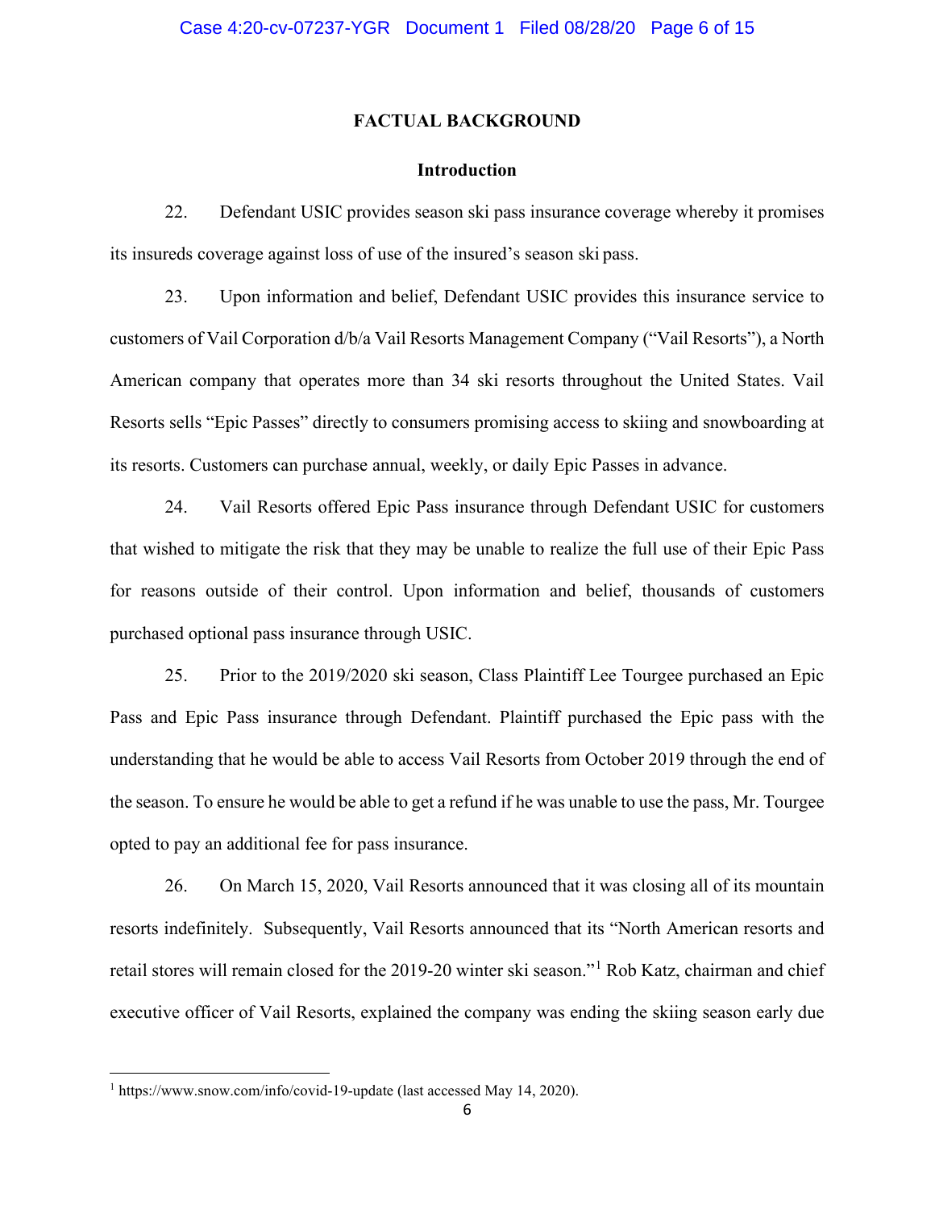## FACTUAL BACKGROUND

### Introduction

22. Defendant USIC provides season ski pass insurance coverage whereby it promises its insureds coverage against loss of use of the insured's season ski pass.

23. Upon information and belief, Defendant USIC provides this insurance service to customers of Vail Corporation d/b/a Vail Resorts Management Company ("Vail Resorts"), a North American company that operates more than 34 ski resorts throughout the United States. Vail Resorts sells "Epic Passes" directly to consumers promising access to skiing and snowboarding at its resorts. Customers can purchase annual, weekly, or daily Epic Passes in advance.

24. Vail Resorts offered Epic Pass insurance through Defendant USIC for customers that wished to mitigate the risk that they may be unable to realize the full use of their Epic Pass for reasons outside of their control. Upon information and belief, thousands of customers purchased optional pass insurance through USIC.

25. Prior to the 2019/2020 ski season, Class Plaintiff Lee Tourgee purchased an Epic Pass and Epic Pass insurance through Defendant. Plaintiff purchased the Epic pass with the understanding that he would be able to access Vail Resorts from October 2019 through the end of the season. To ensure he would be able to get a refund if he was unable to use the pass, Mr. Tourgee opted to pay an additional fee for pass insurance.

26. On March 15, 2020, Vail Resorts announced that it was closing all of its mountain resorts indefinitely. Subsequently, Vail Resorts announced that its "North American resorts and retail stores will remain closed for the 2019-20 winter ski season."[1] Rob Katz, chairman and chief executive officer of Vail Resorts, explained the company was ending the skiing season early due

[1] https://www.snow.com/info/covid-19-update (last accessed May 14, 2020).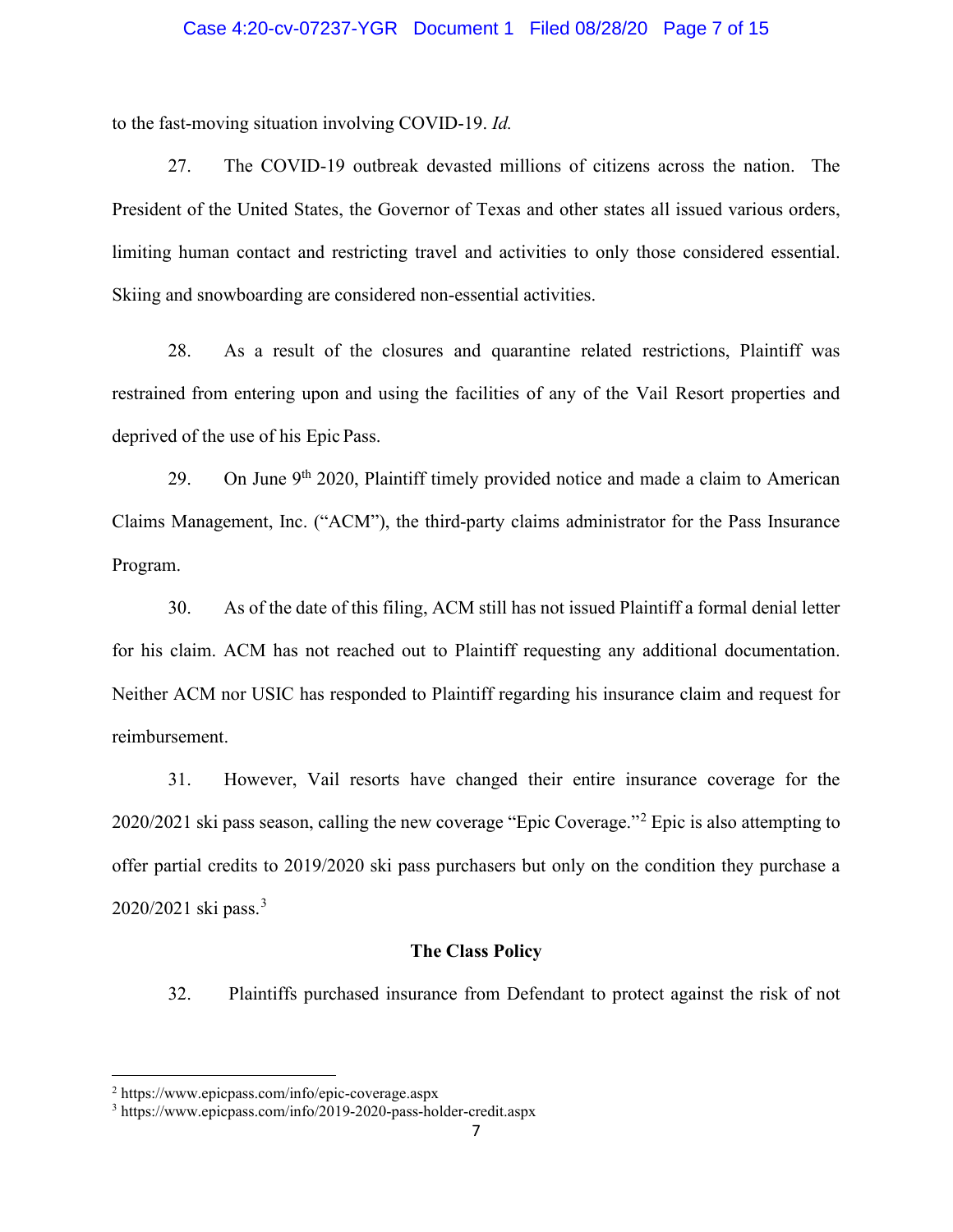to the fast-moving situation involving COVID-19. *Id.*

27. The COVID-19 outbreak devasted millions of citizens across the nation. The President of the United States, the Governor of Texas and other states all issued various orders, limiting human contact and restricting travel and activities to only those considered essential. Skiing and snowboarding are considered non-essential activities.

28. As a result of the closures and quarantine related restrictions, Plaintiff was restrained from entering upon and using the facilities of any of the Vail Resort properties and deprived of the use of his Epic Pass.

29. On June 9th 2020, Plaintiff timely provided notice and made a claim to American Claims Management, Inc. ("ACM"), the third-party claims administrator for the Pass Insurance Program.

30. As of the date of this filing, ACM still has not issued Plaintiff a formal denial letter for his claim. ACM has not reached out to Plaintiff requesting any additional documentation. Neither ACM nor USIC has responded to Plaintiff regarding his insurance claim and request for reimbursement.

31. However, Vail resorts have changed their entire insurance coverage for the 2020/2021 ski pass season, calling the new coverage "Epic Coverage."[2] Epic is also attempting to offer partial credits to 2019/2020 ski pass purchasers but only on the condition they purchase a 2020/2021 ski pass.[3]

**The Class Policy**

32. Plaintiffs purchased insurance from Defendant to protect against the risk of not

---

[2] https://www.epicpass.com/info/epic-coverage.aspx

[3] https://www.epicpass.com/info/2019-2020-pass-holder-credit.aspx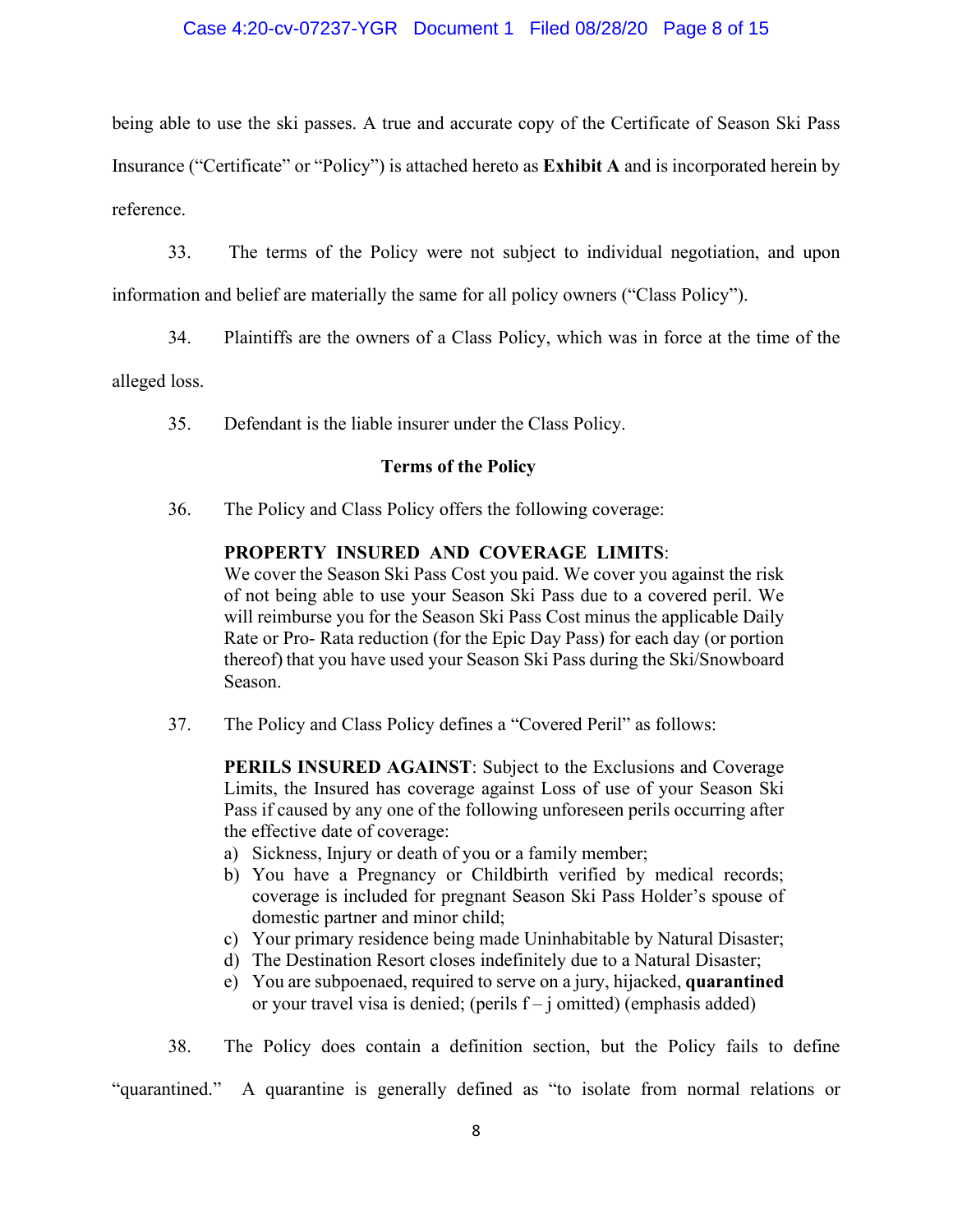being able to use the ski passes. A true and accurate copy of the Certificate of Season Ski Pass Insurance ("Certificate" or "Policy") is attached hereto as **Exhibit A** and is incorporated herein by reference.

33. The terms of the Policy were not subject to individual negotiation, and upon information and belief are materially the same for all policy owners ("Class Policy").

34. Plaintiffs are the owners of a Class Policy, which was in force at the time of the alleged loss.

35. Defendant is the liable insurer under the Class Policy.

**Terms of the Policy**

36. The Policy and Class Policy offers the following coverage:

> **PROPERTY INSURED AND COVERAGE LIMITS**:
> We cover the Season Ski Pass Cost you paid. We cover you against the risk of not being able to use your Season Ski Pass due to a covered peril. We will reimburse you for the Season Ski Pass Cost minus the applicable Daily Rate or Pro- Rata reduction (for the Epic Day Pass) for each day (or portion thereof) that you have used your Season Ski Pass during the Ski/Snowboard Season.

37. The Policy and Class Policy defines a "Covered Peril" as follows:

> **PERILS INSURED AGAINST**: Subject to the Exclusions and Coverage Limits, the Insured has coverage against Loss of use of your Season Ski Pass if caused by any one of the following unforeseen perils occurring after the effective date of coverage:
>
> a) Sickness, Injury or death of you or a family member;
> b) You have a Pregnancy or Childbirth verified by medical records; coverage is included for pregnant Season Ski Pass Holder's spouse of domestic partner and minor child;
> c) Your primary residence being made Uninhabitable by Natural Disaster;
> d) The Destination Resort closes indefinitely due to a Natural Disaster;
> e) You are subpoenaed, required to serve on a jury, hijacked, **quarantined** or your travel visa is denied; (perils f – j omitted) (emphasis added)

38. The Policy does contain a definition section, but the Policy fails to define "quarantined." A quarantine is generally defined as "to isolate from normal relations or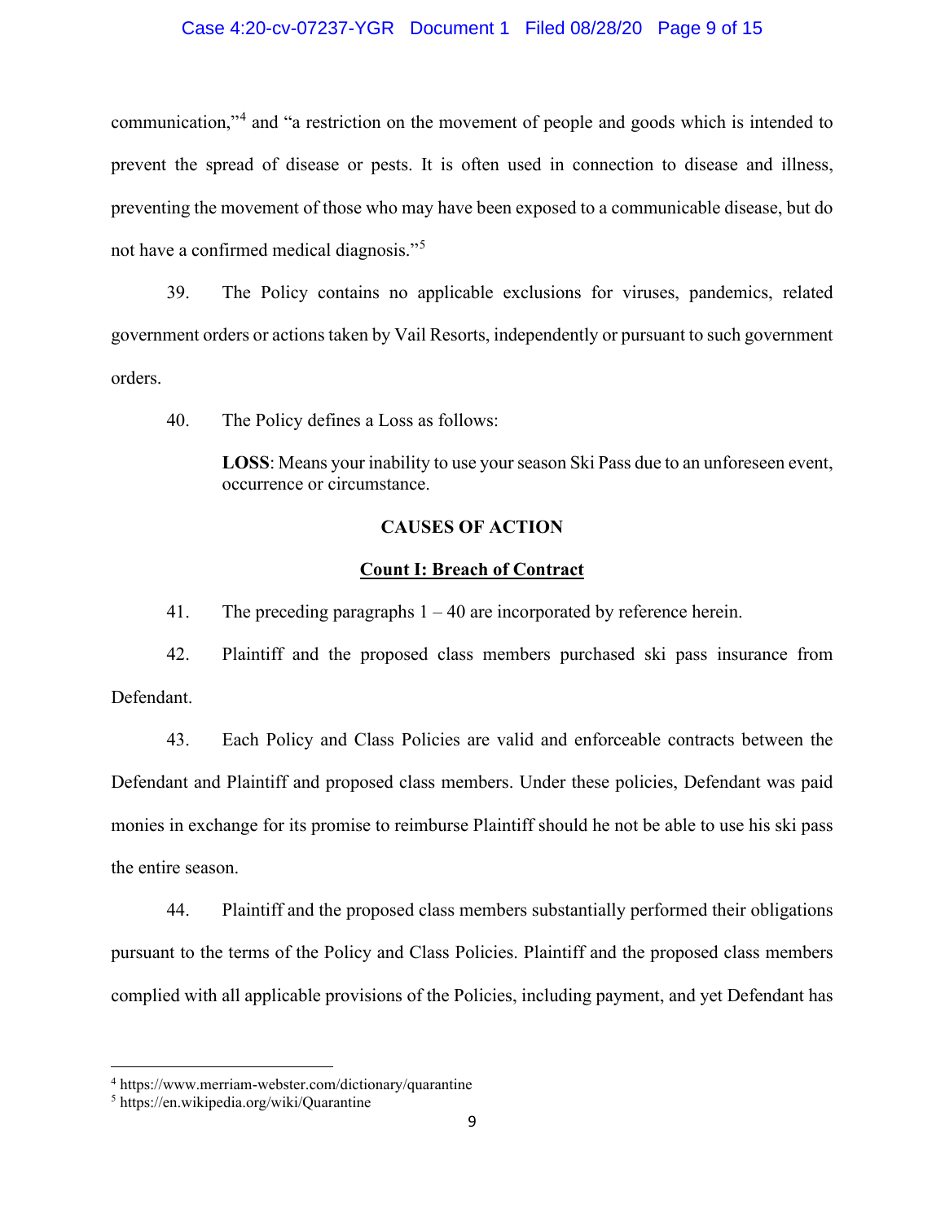communication,"[4] and "a restriction on the movement of people and goods which is intended to prevent the spread of disease or pests. It is often used in connection to disease and illness, preventing the movement of those who may have been exposed to a communicable disease, but do not have a confirmed medical diagnosis."[5]

39. The Policy contains no applicable exclusions for viruses, pandemics, related government orders or actions taken by Vail Resorts, independently or pursuant to such government orders.

40. The Policy defines a Loss as follows:

> **LOSS**: Means your inability to use your season Ski Pass due to an unforeseen event, occurrence or circumstance.

## CAUSES OF ACTION

### Count I: Breach of Contract

41. The preceding paragraphs 1 – 40 are incorporated by reference herein.

42. Plaintiff and the proposed class members purchased ski pass insurance from Defendant.

43. Each Policy and Class Policies are valid and enforceable contracts between the Defendant and Plaintiff and proposed class members. Under these policies, Defendant was paid monies in exchange for its promise to reimburse Plaintiff should he not be able to use his ski pass the entire season.

44. Plaintiff and the proposed class members substantially performed their obligations pursuant to the terms of the Policy and Class Policies. Plaintiff and the proposed class members complied with all applicable provisions of the Policies, including payment, and yet Defendant has

---

[4] https://www.merriam-webster.com/dictionary/quarantine

[5] https://en.wikipedia.org/wiki/Quarantine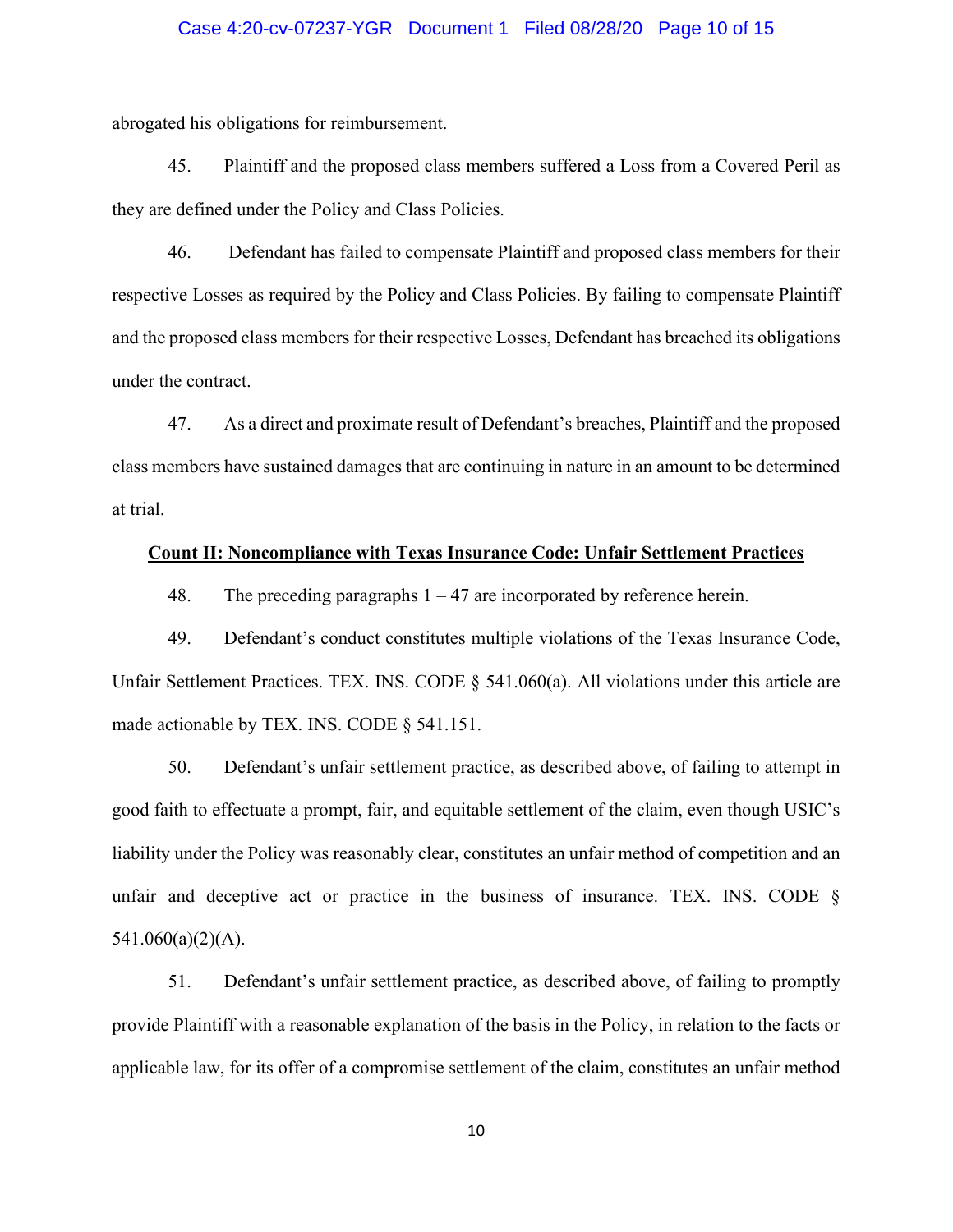abrogated his obligations for reimbursement.

45. Plaintiff and the proposed class members suffered a Loss from a Covered Peril as they are defined under the Policy and Class Policies.

46. Defendant has failed to compensate Plaintiff and proposed class members for their respective Losses as required by the Policy and Class Policies. By failing to compensate Plaintiff and the proposed class members for their respective Losses, Defendant has breached its obligations under the contract.

47. As a direct and proximate result of Defendant's breaches, Plaintiff and the proposed class members have sustained damages that are continuing in nature in an amount to be determined at trial.

**Count II: Noncompliance with Texas Insurance Code: Unfair Settlement Practices**

48. The preceding paragraphs 1 – 47 are incorporated by reference herein.

49. Defendant's conduct constitutes multiple violations of the Texas Insurance Code, Unfair Settlement Practices. TEX. INS. CODE § 541.060(a). All violations under this article are made actionable by TEX. INS. CODE § 541.151.

50. Defendant's unfair settlement practice, as described above, of failing to attempt in good faith to effectuate a prompt, fair, and equitable settlement of the claim, even though USIC's liability under the Policy was reasonably clear, constitutes an unfair method of competition and an unfair and deceptive act or practice in the business of insurance. TEX. INS. CODE § 541.060(a)(2)(A).

51. Defendant's unfair settlement practice, as described above, of failing to promptly provide Plaintiff with a reasonable explanation of the basis in the Policy, in relation to the facts or applicable law, for its offer of a compromise settlement of the claim, constitutes an unfair method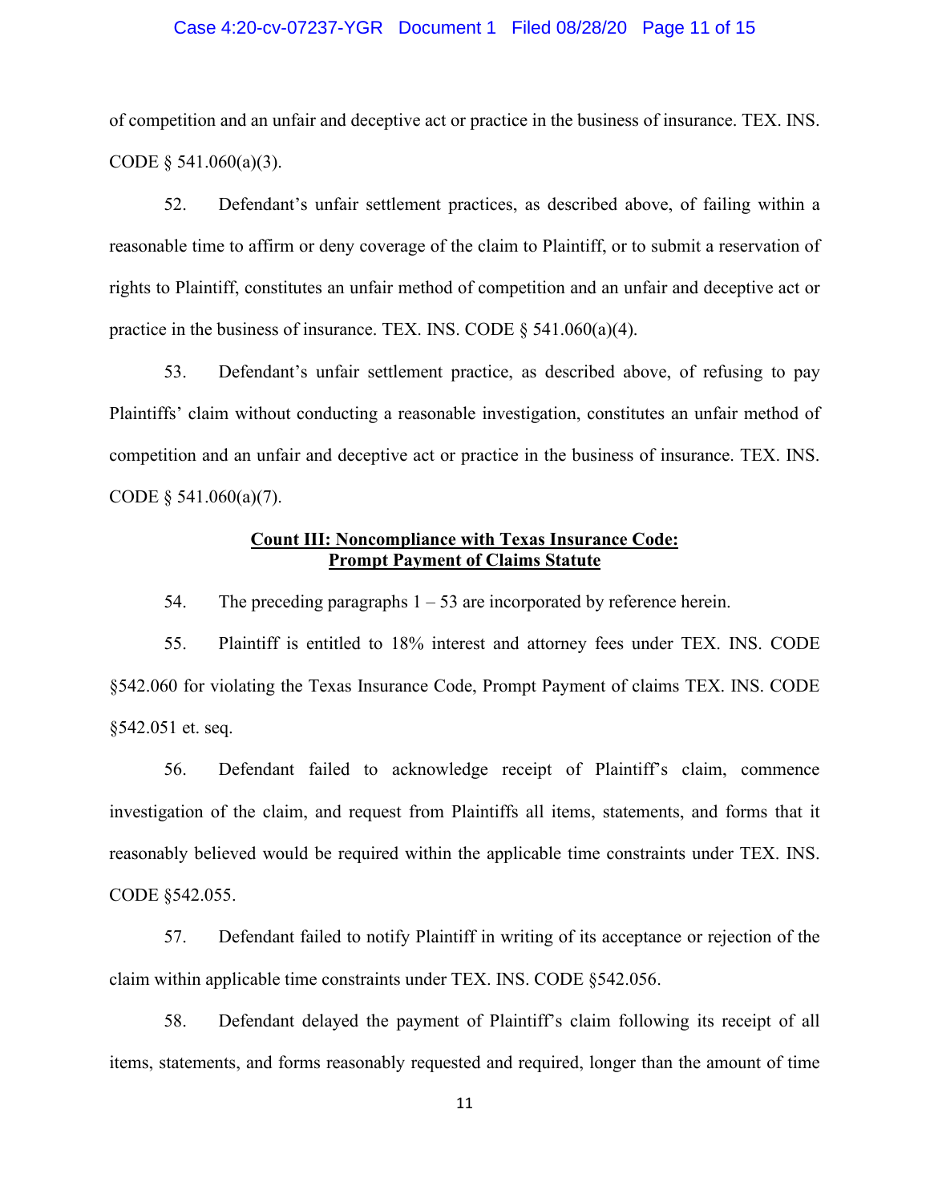of competition and an unfair and deceptive act or practice in the business of insurance. TEX. INS. CODE § 541.060(a)(3).

52. Defendant's unfair settlement practices, as described above, of failing within a reasonable time to affirm or deny coverage of the claim to Plaintiff, or to submit a reservation of rights to Plaintiff, constitutes an unfair method of competition and an unfair and deceptive act or practice in the business of insurance. TEX. INS. CODE § 541.060(a)(4).

53. Defendant's unfair settlement practice, as described above, of refusing to pay Plaintiffs' claim without conducting a reasonable investigation, constitutes an unfair method of competition and an unfair and deceptive act or practice in the business of insurance. TEX. INS. CODE § 541.060(a)(7).

**Count III: Noncompliance with Texas Insurance Code: Prompt Payment of Claims Statute**

54. The preceding paragraphs 1 – 53 are incorporated by reference herein.

55. Plaintiff is entitled to 18% interest and attorney fees under TEX. INS. CODE §542.060 for violating the Texas Insurance Code, Prompt Payment of claims TEX. INS. CODE §542.051 et. seq.

56. Defendant failed to acknowledge receipt of Plaintiff's claim, commence investigation of the claim, and request from Plaintiffs all items, statements, and forms that it reasonably believed would be required within the applicable time constraints under TEX. INS. CODE §542.055.

57. Defendant failed to notify Plaintiff in writing of its acceptance or rejection of the claim within applicable time constraints under TEX. INS. CODE §542.056.

58. Defendant delayed the payment of Plaintiff's claim following its receipt of all items, statements, and forms reasonably requested and required, longer than the amount of time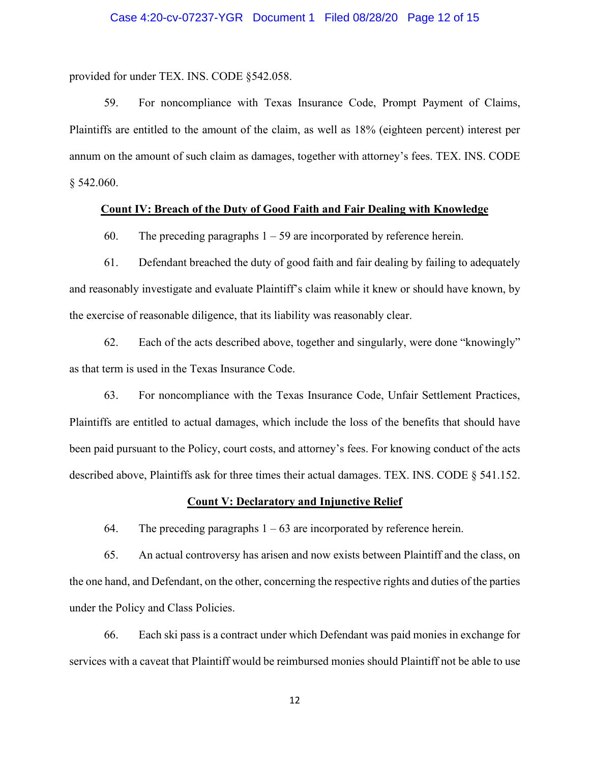provided for under TEX. INS. CODE §542.058.

59. For noncompliance with Texas Insurance Code, Prompt Payment of Claims, Plaintiffs are entitled to the amount of the claim, as well as 18% (eighteen percent) interest per annum on the amount of such claim as damages, together with attorney's fees. TEX. INS. CODE § 542.060.

**Count IV: Breach of the Duty of Good Faith and Fair Dealing with Knowledge**

60. The preceding paragraphs 1 – 59 are incorporated by reference herein.

61. Defendant breached the duty of good faith and fair dealing by failing to adequately and reasonably investigate and evaluate Plaintiff's claim while it knew or should have known, by the exercise of reasonable diligence, that its liability was reasonably clear.

62. Each of the acts described above, together and singularly, were done "knowingly" as that term is used in the Texas Insurance Code.

63. For noncompliance with the Texas Insurance Code, Unfair Settlement Practices, Plaintiffs are entitled to actual damages, which include the loss of the benefits that should have been paid pursuant to the Policy, court costs, and attorney's fees. For knowing conduct of the acts described above, Plaintiffs ask for three times their actual damages. TEX. INS. CODE § 541.152.

**Count V: Declaratory and Injunctive Relief**

64. The preceding paragraphs 1 – 63 are incorporated by reference herein.

65. An actual controversy has arisen and now exists between Plaintiff and the class, on the one hand, and Defendant, on the other, concerning the respective rights and duties of the parties under the Policy and Class Policies.

66. Each ski pass is a contract under which Defendant was paid monies in exchange for services with a caveat that Plaintiff would be reimbursed monies should Plaintiff not be able to use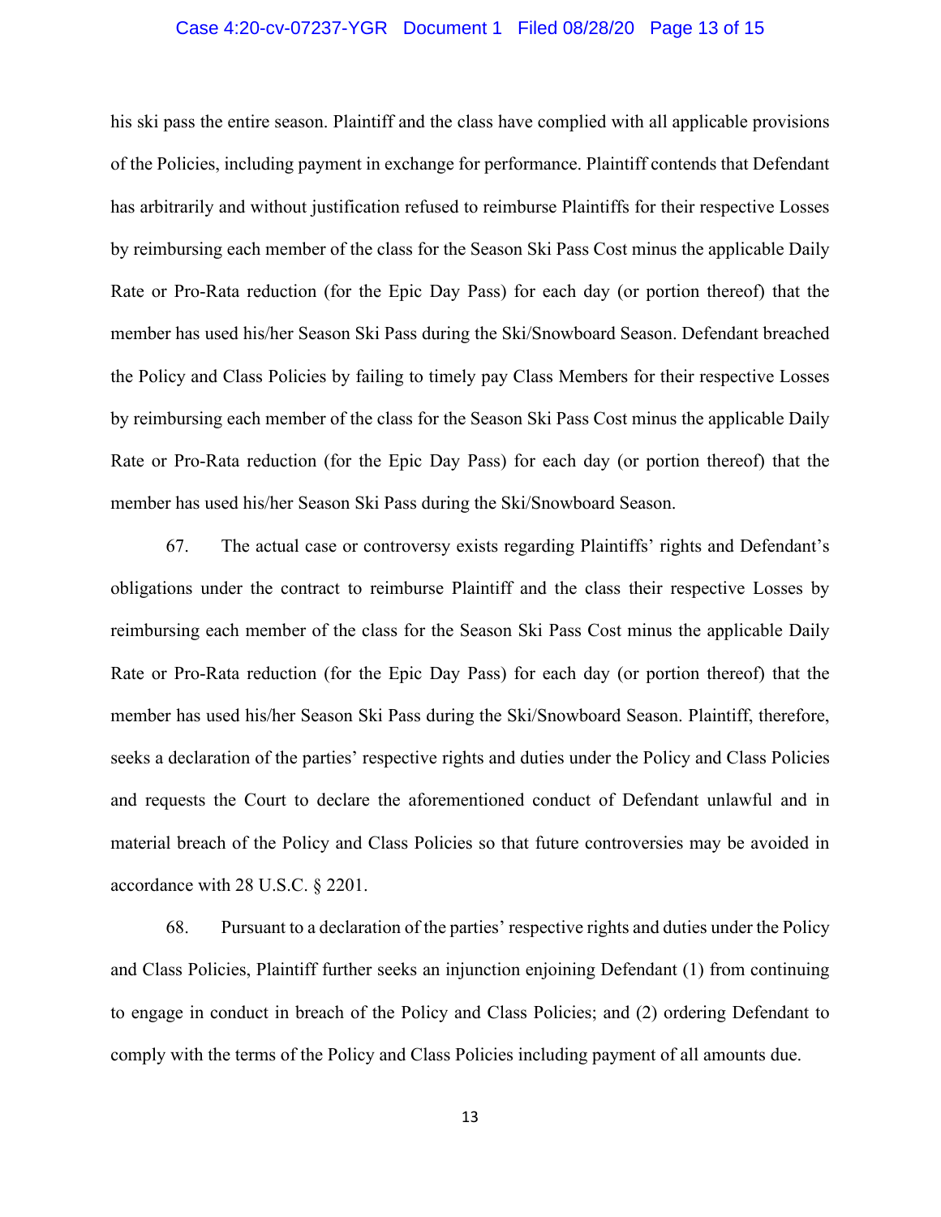his ski pass the entire season. Plaintiff and the class have complied with all applicable provisions of the Policies, including payment in exchange for performance. Plaintiff contends that Defendant has arbitrarily and without justification refused to reimburse Plaintiffs for their respective Losses by reimbursing each member of the class for the Season Ski Pass Cost minus the applicable Daily Rate or Pro-Rata reduction (for the Epic Day Pass) for each day (or portion thereof) that the member has used his/her Season Ski Pass during the Ski/Snowboard Season. Defendant breached the Policy and Class Policies by failing to timely pay Class Members for their respective Losses by reimbursing each member of the class for the Season Ski Pass Cost minus the applicable Daily Rate or Pro-Rata reduction (for the Epic Day Pass) for each day (or portion thereof) that the member has used his/her Season Ski Pass during the Ski/Snowboard Season.

67. The actual case or controversy exists regarding Plaintiffs' rights and Defendant's obligations under the contract to reimburse Plaintiff and the class their respective Losses by reimbursing each member of the class for the Season Ski Pass Cost minus the applicable Daily Rate or Pro-Rata reduction (for the Epic Day Pass) for each day (or portion thereof) that the member has used his/her Season Ski Pass during the Ski/Snowboard Season. Plaintiff, therefore, seeks a declaration of the parties' respective rights and duties under the Policy and Class Policies and requests the Court to declare the aforementioned conduct of Defendant unlawful and in material breach of the Policy and Class Policies so that future controversies may be avoided in accordance with 28 U.S.C. § 2201.

68. Pursuant to a declaration of the parties' respective rights and duties under the Policy and Class Policies, Plaintiff further seeks an injunction enjoining Defendant (1) from continuing to engage in conduct in breach of the Policy and Class Policies; and (2) ordering Defendant to comply with the terms of the Policy and Class Policies including payment of all amounts due.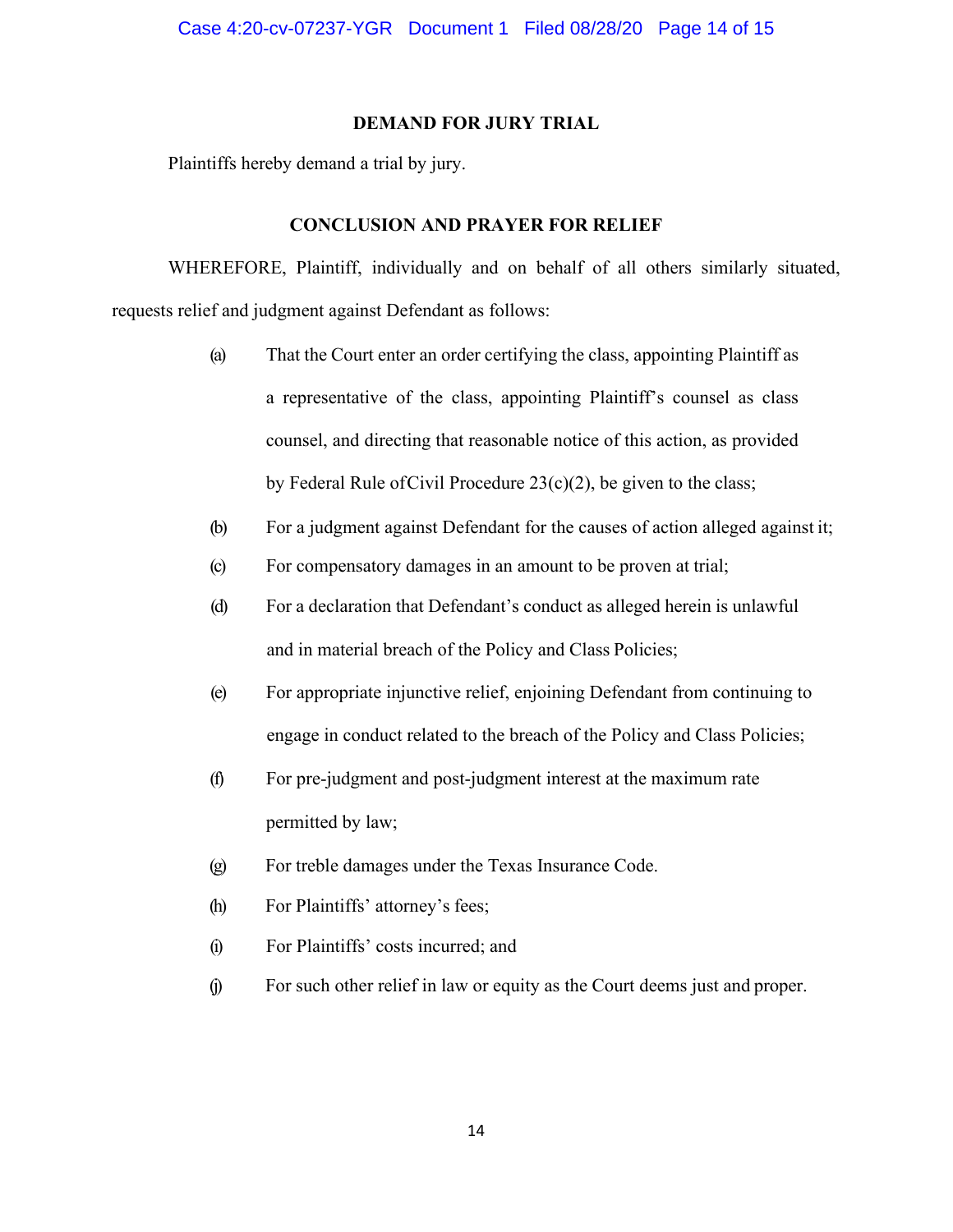## DEMAND FOR JURY TRIAL

Plaintiffs hereby demand a trial by jury.

## CONCLUSION AND PRAYER FOR RELIEF

WHEREFORE, Plaintiff, individually and on behalf of all others similarly situated, requests relief and judgment against Defendant as follows:

(a) That the Court enter an order certifying the class, appointing Plaintiff as a representative of the class, appointing Plaintiff's counsel as class counsel, and directing that reasonable notice of this action, as provided by Federal Rule ofCivil Procedure 23(c)(2), be given to the class;

(b) For a judgment against Defendant for the causes of action alleged against it;

(c) For compensatory damages in an amount to be proven at trial;

(d) For a declaration that Defendant's conduct as alleged herein is unlawful and in material breach of the Policy and Class Policies;

(e) For appropriate injunctive relief, enjoining Defendant from continuing to engage in conduct related to the breach of the Policy and Class Policies;

(f) For pre-judgment and post-judgment interest at the maximum rate permitted by law;

(g) For treble damages under the Texas Insurance Code.

(h) For Plaintiffs' attorney's fees;

(i) For Plaintiffs' costs incurred; and

(j) For such other relief in law or equity as the Court deems just and proper.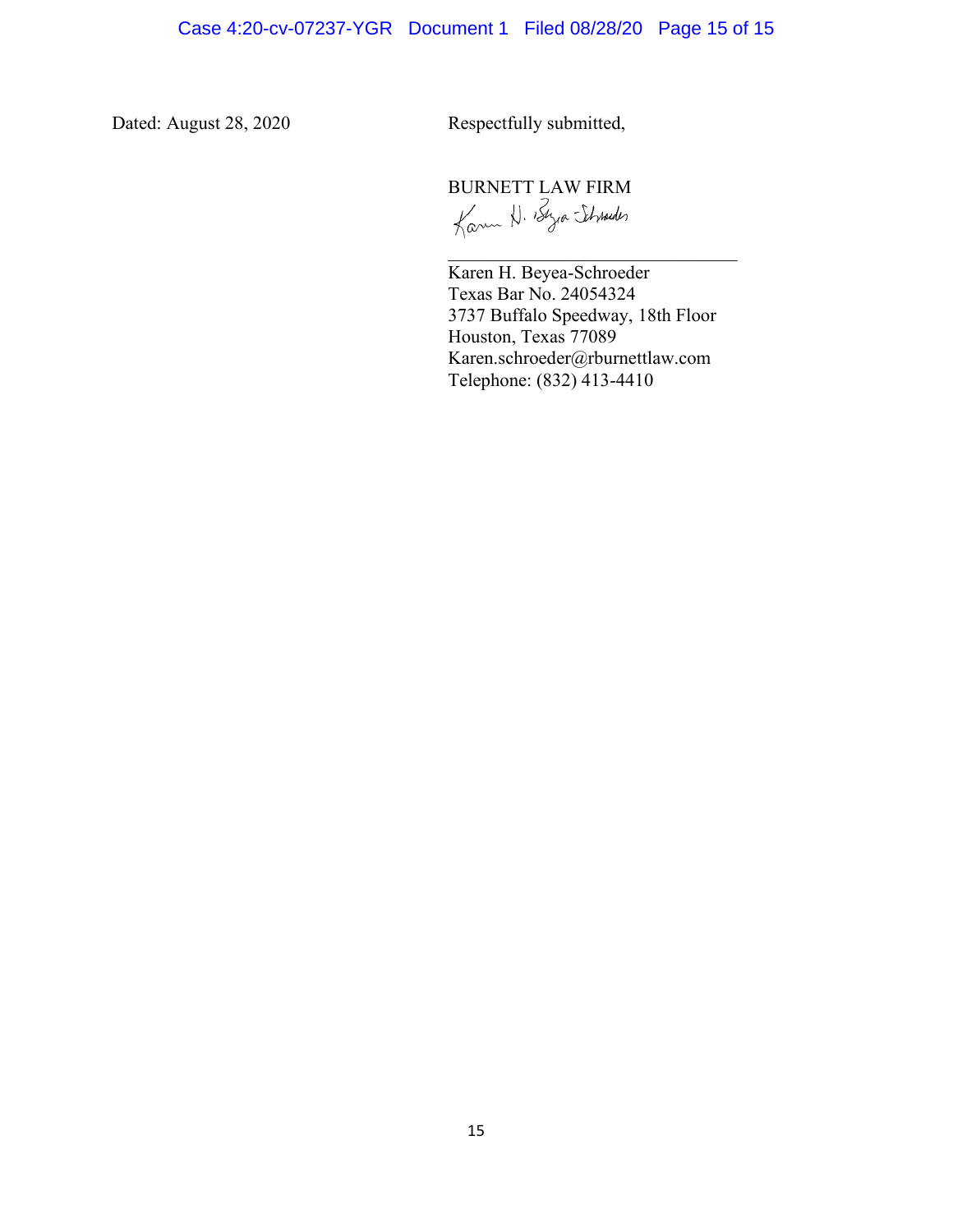Dated: August 28, 2020

Respectfully submitted,

BURNETT LAW FIRM

Karen H. Beyea-Schroeder

\_\_\_\_\_\_\_\_\_\_\_\_\_\_\_\_\_\_\_\_\_\_\_\_\_\_\_\_\_\_

Karen H. Beyea-Schroeder
Texas Bar No. 24054324
3737 Buffalo Speedway, 18th Floor
Houston, Texas 77089
Karen.schroeder@rburnettlaw.com
Telephone: (832) 413-4410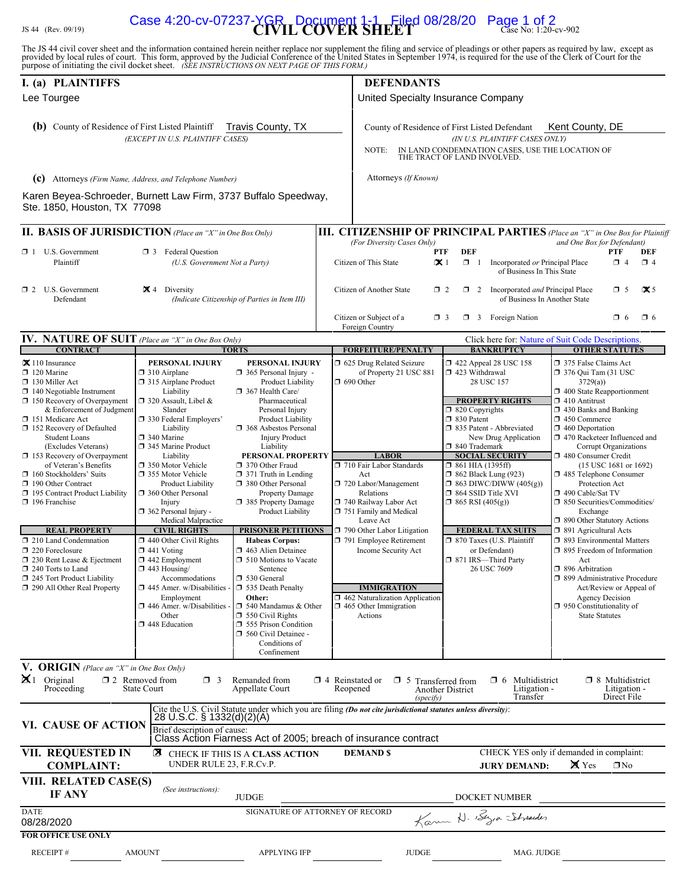JS 44 (Rev. 09/19)

# CIVIL COVER SHEET

Case No: 1:20-cv-902

The JS 44 civil cover sheet and the information contained herein neither replace nor supplement the filing and service of pleadings or other papers as required by law, except as provided by local rules of court. This form, approved by the Judicial Conference of the United States in September 1974, is required for the use of the Clerk of Court for the purpose of initiating the civil docket sheet. *(SEE INSTRUCTIONS ON NEXT PAGE OF THIS FORM.)*

## I. (a) PLAINTIFFS

Lee Tourgee

**(b)** County of Residence of First Listed Plaintiff: Travis County, TX
*(EXCEPT IN U.S. PLAINTIFF CASES)*

**(c)** Attorneys *(Firm Name, Address, and Telephone Number)*

Karen Beyea-Schroeder, Burnett Law Firm, 3737 Buffalo Speedway, Ste. 1850, Houston, TX 77098

## DEFENDANTS

United Specialty Insurance Company

County of Residence of First Listed Defendant: Kent County, DE
*(IN U.S. PLAINTIFF CASES ONLY)*

NOTE: IN LAND CONDEMNATION CASES, USE THE LOCATION OF THE TRACT OF LAND INVOLVED.

Attorneys *(If Known)*

## II. BASIS OF JURISDICTION *(Place an "X" in One Box Only)*

- ☐ 1 U.S. Government Plaintiff
- ☐ 3 Federal Question *(U.S. Government Not a Party)*
- ☐ 2 U.S. Government Defendant
- ☒ 4 Diversity *(Indicate Citizenship of Parties in Item III)*

## III. CITIZENSHIP OF PRINCIPAL PARTIES *(Place an "X" in One Box for Plaintiff and One Box for Defendant)* *(For Diversity Cases Only)*

| | PTF | DEF | | PTF | DEF |
|---|---|---|---|---|---|
| Citizen of This State | ☒ 1 | ☐ 1 | Incorporated *or* Principal Place of Business In This State | ☐ 4 | ☐ 4 |
| Citizen of Another State | ☐ 2 | ☐ 2 | Incorporated *and* Principal Place of Business In Another State | ☐ 5 | ☒ 5 |
| Citizen or Subject of a Foreign Country | ☐ 3 | ☐ 3 | Foreign Nation | ☐ 6 | ☐ 6 |

## IV. NATURE OF SUIT *(Place an "X" in One Box Only)*

Click here for: Nature of Suit Code Descriptions.

**CONTRACT**
- ☒ 110 Insurance
- ☐ 120 Marine
- ☐ 130 Miller Act
- ☐ 140 Negotiable Instrument
- ☐ 150 Recovery of Overpayment & Enforcement of Judgment
- ☐ 151 Medicare Act
- ☐ 152 Recovery of Defaulted Student Loans (Excludes Veterans)
- ☐ 153 Recovery of Overpayment of Veteran's Benefits
- ☐ 160 Stockholders' Suits
- ☐ 190 Other Contract
- ☐ 195 Contract Product Liability
- ☐ 196 Franchise

**REAL PROPERTY**
- ☐ 210 Land Condemnation
- ☐ 220 Foreclosure
- ☐ 230 Rent Lease & Ejectment
- ☐ 240 Torts to Land
- ☐ 245 Tort Product Liability
- ☐ 290 All Other Real Property

**TORTS — PERSONAL INJURY**
- ☐ 310 Airplane
- ☐ 315 Airplane Product Liability
- ☐ 320 Assault, Libel & Slander
- ☐ 330 Federal Employers' Liability
- ☐ 340 Marine
- ☐ 345 Marine Product Liability
- ☐ 350 Motor Vehicle
- ☐ 355 Motor Vehicle Product Liability
- ☐ 360 Other Personal Injury
- ☐ 362 Personal Injury - Medical Malpractice

**TORTS — PERSONAL INJURY**
- ☐ 365 Personal Injury - Product Liability
- ☐ 367 Health Care/ Pharmaceutical Personal Injury Product Liability
- ☐ 368 Asbestos Personal Injury Product Liability

**PERSONAL PROPERTY**
- ☐ 370 Other Fraud
- ☐ 371 Truth in Lending
- ☐ 380 Other Personal Property Damage
- ☐ 385 Property Damage Product Liability

**CIVIL RIGHTS**
- ☐ 440 Other Civil Rights
- ☐ 441 Voting
- ☐ 442 Employment
- ☐ 443 Housing/ Accommodations
- ☐ 445 Amer. w/Disabilities - Employment
- ☐ 446 Amer. w/Disabilities - Other
- ☐ 448 Education

**PRISONER PETITIONS**

Habeas Corpus:
- ☐ 463 Alien Detainee
- ☐ 510 Motions to Vacate Sentence
- ☐ 530 General
- ☐ 535 Death Penalty

Other:
- ☐ 540 Mandamus & Other
- ☐ 550 Civil Rights
- ☐ 555 Prison Condition
- ☐ 560 Civil Detainee - Conditions of Confinement

**FORFEITURE/PENALTY**
- ☐ 625 Drug Related Seizure of Property 21 USC 881
- ☐ 690 Other

**LABOR**
- ☐ 710 Fair Labor Standards Act
- ☐ 720 Labor/Management Relations
- ☐ 740 Railway Labor Act
- ☐ 751 Family and Medical Leave Act
- ☐ 790 Other Labor Litigation
- ☐ 791 Employee Retirement Income Security Act

**IMMIGRATION**
- ☐ 462 Naturalization Application
- ☐ 465 Other Immigration Actions

**BANKRUPTCY**
- ☐ 422 Appeal 28 USC 158
- ☐ 423 Withdrawal 28 USC 157

**PROPERTY RIGHTS**
- ☐ 820 Copyrights
- ☐ 830 Patent
- ☐ 835 Patent - Abbreviated New Drug Application
- ☐ 840 Trademark

**SOCIAL SECURITY**
- ☐ 861 HIA (1395ff)
- ☐ 862 Black Lung (923)
- ☐ 863 DIWC/DIWW (405(g))
- ☐ 864 SSID Title XVI
- ☐ 865 RSI (405(g))

**FEDERAL TAX SUITS**
- ☐ 870 Taxes (U.S. Plaintiff or Defendant)
- ☐ 871 IRS—Third Party 26 USC 7609

**OTHER STATUTES**
- ☐ 375 False Claims Act
- ☐ 376 Qui Tam (31 USC 3729(a))
- ☐ 400 State Reapportionment
- ☐ 410 Antitrust
- ☐ 430 Banks and Banking
- ☐ 450 Commerce
- ☐ 460 Deportation
- ☐ 470 Racketeer Influenced and Corrupt Organizations
- ☐ 480 Consumer Credit (15 USC 1681 or 1692)
- ☐ 485 Telephone Consumer Protection Act
- ☐ 490 Cable/Sat TV
- ☐ 850 Securities/Commodities/ Exchange
- ☐ 890 Other Statutory Actions
- ☐ 891 Agricultural Acts
- ☐ 893 Environmental Matters
- ☐ 895 Freedom of Information Act
- ☐ 896 Arbitration
- ☐ 899 Administrative Procedure Act/Review or Appeal of Agency Decision
- ☐ 950 Constitutionality of State Statutes

## V. ORIGIN *(Place an "X" in One Box Only)*

- ☒ 1 Original Proceeding
- ☐ 2 Removed from State Court
- ☐ 3 Remanded from Appellate Court
- ☐ 4 Reinstated or Reopened
- ☐ 5 Transferred from Another District *(specify)*
- ☐ 6 Multidistrict Litigation - Transfer
- ☐ 8 Multidistrict Litigation - Direct File

## VI. CAUSE OF ACTION

Cite the U.S. Civil Statute under which you are filing *(Do not cite jurisdictional statutes unless diversity)*:
28 U.S.C. § 1332(d)(2)(A)

Brief description of cause:
Class Action Fairness Act of 2005; breach of insurance contract

## VII. REQUESTED IN COMPLAINT:

☒ CHECK IF THIS IS A **CLASS ACTION** UNDER RULE 23, F.R.Cv.P.

**DEMAND $**

CHECK YES only if demanded in complaint:
**JURY DEMAND:** ☒ Yes ☐ No

## VIII. RELATED CASE(S) IF ANY

*(See instructions):*

JUDGE

DOCKET NUMBER

DATE: 08/28/2020

SIGNATURE OF ATTORNEY OF RECORD: Karen N. Beyea-Schroeder

**FOR OFFICE USE ONLY**

RECEIPT # AMOUNT APPLYING IFP JUDGE MAG. JUDGE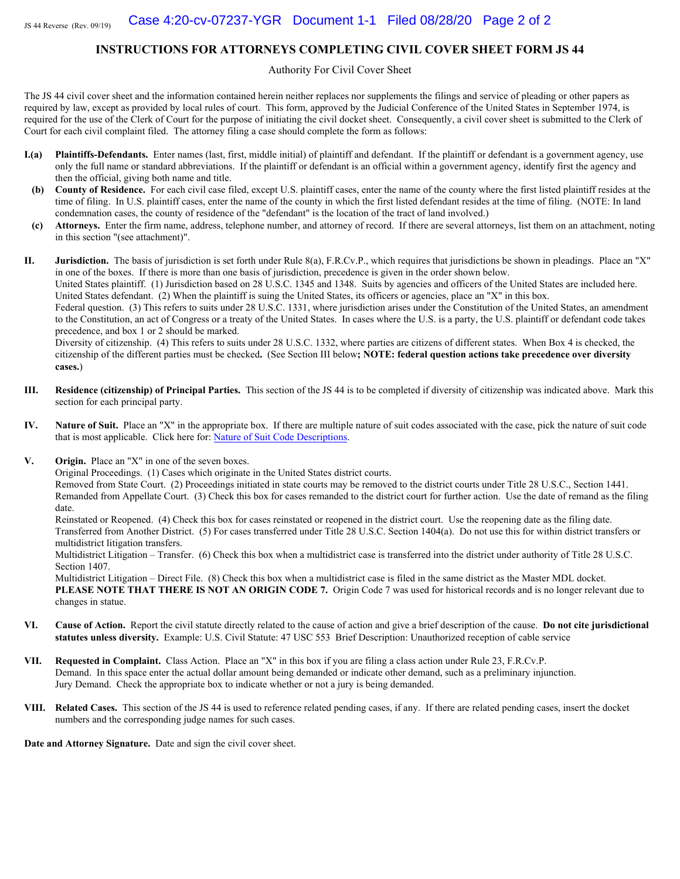# INSTRUCTIONS FOR ATTORNEYS COMPLETING CIVIL COVER SHEET FORM JS 44

Authority For Civil Cover Sheet

The JS 44 civil cover sheet and the information contained herein neither replaces nor supplements the filings and service of pleading or other papers as required by law, except as provided by local rules of court. This form, approved by the Judicial Conference of the United States in September 1974, is required for the use of the Clerk of Court for the purpose of initiating the civil docket sheet. Consequently, a civil cover sheet is submitted to the Clerk of Court for each civil complaint filed. The attorney filing a case should complete the form as follows:

**I.(a) Plaintiffs-Defendants.** Enter names (last, first, middle initial) of plaintiff and defendant. If the plaintiff or defendant is a government agency, use only the full name or standard abbreviations. If the plaintiff or defendant is an official within a government agency, identify first the agency and then the official, giving both name and title.

**(b) County of Residence.** For each civil case filed, except U.S. plaintiff cases, enter the name of the county where the first listed plaintiff resides at the time of filing. In U.S. plaintiff cases, enter the name of the county in which the first listed defendant resides at the time of filing. (NOTE: In land condemnation cases, the county of residence of the "defendant" is the location of the tract of land involved.)

**(c) Attorneys.** Enter the firm name, address, telephone number, and attorney of record. If there are several attorneys, list them on an attachment, noting in this section "(see attachment)".

**II. Jurisdiction.** The basis of jurisdiction is set forth under Rule 8(a), F.R.Cv.P., which requires that jurisdictions be shown in pleadings. Place an "X" in one of the boxes. If there is more than one basis of jurisdiction, precedence is given in the order shown below.
United States plaintiff. (1) Jurisdiction based on 28 U.S.C. 1345 and 1348. Suits by agencies and officers of the United States are included here.
United States defendant. (2) When the plaintiff is suing the United States, its officers or agencies, place an "X" in this box.
Federal question. (3) This refers to suits under 28 U.S.C. 1331, where jurisdiction arises under the Constitution of the United States, an amendment to the Constitution, an act of Congress or a treaty of the United States. In cases where the U.S. is a party, the U.S. plaintiff or defendant code takes precedence, and box 1 or 2 should be marked.
Diversity of citizenship. (4) This refers to suits under 28 U.S.C. 1332, where parties are citizens of different states. When Box 4 is checked, the citizenship of the different parties must be checked**.** (See Section III below**; NOTE: federal question actions take precedence over diversity cases.**)

**III. Residence (citizenship) of Principal Parties.** This section of the JS 44 is to be completed if diversity of citizenship was indicated above. Mark this section for each principal party.

**IV. Nature of Suit.** Place an "X" in the appropriate box. If there are multiple nature of suit codes associated with the case, pick the nature of suit code that is most applicable. Click here for: Nature of Suit Code Descriptions.

**V. Origin.** Place an "X" in one of the seven boxes.
Original Proceedings. (1) Cases which originate in the United States district courts.
Removed from State Court. (2) Proceedings initiated in state courts may be removed to the district courts under Title 28 U.S.C., Section 1441.
Remanded from Appellate Court. (3) Check this box for cases remanded to the district court for further action. Use the date of remand as the filing date.
Reinstated or Reopened. (4) Check this box for cases reinstated or reopened in the district court. Use the reopening date as the filing date.
Transferred from Another District. (5) For cases transferred under Title 28 U.S.C. Section 1404(a). Do not use this for within district transfers or multidistrict litigation transfers.
Multidistrict Litigation – Transfer. (6) Check this box when a multidistrict case is transferred into the district under authority of Title 28 U.S.C. Section 1407.
Multidistrict Litigation – Direct File. (8) Check this box when a multidistrict case is filed in the same district as the Master MDL docket.
**PLEASE NOTE THAT THERE IS NOT AN ORIGIN CODE 7.** Origin Code 7 was used for historical records and is no longer relevant due to changes in statue.

**VI. Cause of Action.** Report the civil statute directly related to the cause of action and give a brief description of the cause. **Do not cite jurisdictional statutes unless diversity.** Example: U.S. Civil Statute: 47 USC 553 Brief Description: Unauthorized reception of cable service

**VII. Requested in Complaint.** Class Action. Place an "X" in this box if you are filing a class action under Rule 23, F.R.Cv.P.
Demand. In this space enter the actual dollar amount being demanded or indicate other demand, such as a preliminary injunction.
Jury Demand. Check the appropriate box to indicate whether or not a jury is being demanded.

**VIII. Related Cases.** This section of the JS 44 is used to reference related pending cases, if any. If there are related pending cases, insert the docket numbers and the corresponding judge names for such cases.

**Date and Attorney Signature.** Date and sign the civil cover sheet.